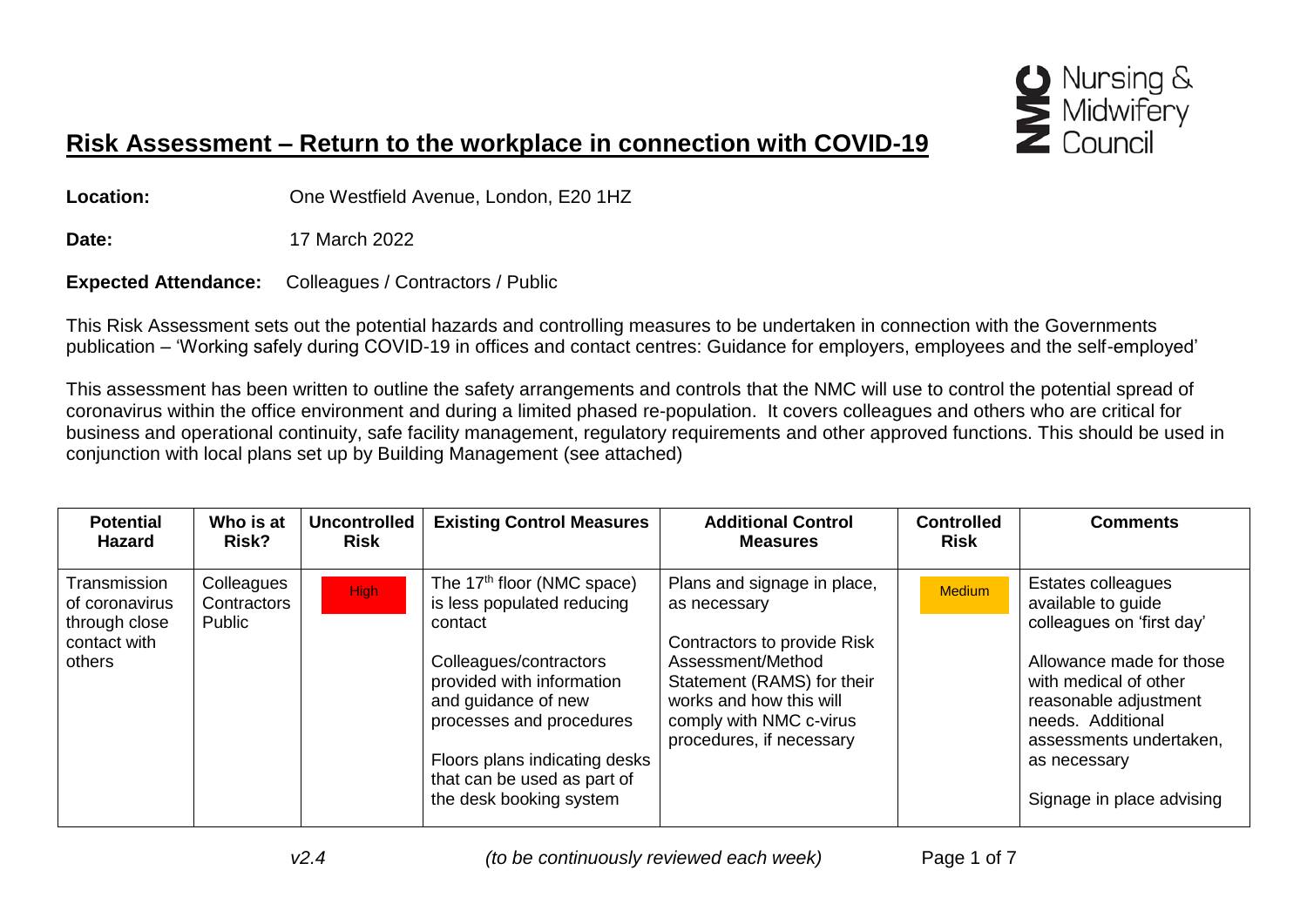# Risk Assessment – Return to the workplace in connection with COVID-19

Nursing & Midwifery Council

**Location:** One Westfield Avenue, London, E20 1HZ

**Date:** 17 March 2022

**Expected Attendance:** Colleagues / Contractors / Public

This Risk Assessment sets out the potential hazards and controlling measures to be undertaken in connection with the Governments publication – 'Working safely during COVID-19 in offices and contact centres: Guidance for employers, employees and the self-employed'

This assessment has been written to outline the safety arrangements and controls that the NMC will use to control the potential spread of coronavirus within the office environment and during a limited phased re-population. It covers colleagues and others who are critical for business and operational continuity, safe facility management, regulatory requirements and other approved functions. This should be used in conjunction with local plans set up by Building Management (see attached)

| Potential Hazard | Who is at Risk? | Uncontrolled Risk | Existing Control Measures | Additional Control Measures | Controlled Risk | Comments |
|---|---|---|---|---|---|---|
| Transmission of coronavirus through close contact with others | Colleagues<br>Contractors<br>Public | High | The 17th floor (NMC space) is less populated reducing contact<br><br>Colleagues/contractors provided with information and guidance of new processes and procedures<br><br>Floors plans indicating desks that can be used as part of the desk booking system | Plans and signage in place, as necessary<br><br>Contractors to provide Risk Assessment/Method Statement (RAMS) for their works and how this will comply with NMC c-virus procedures, if necessary | Medium | Estates colleagues available to guide colleagues on 'first day'<br><br>Allowance made for those with medical of other reasonable adjustment needs. Additional assessments undertaken, as necessary<br><br>Signage in place advising |

*v2.4* *(to be continuously reviewed each week)*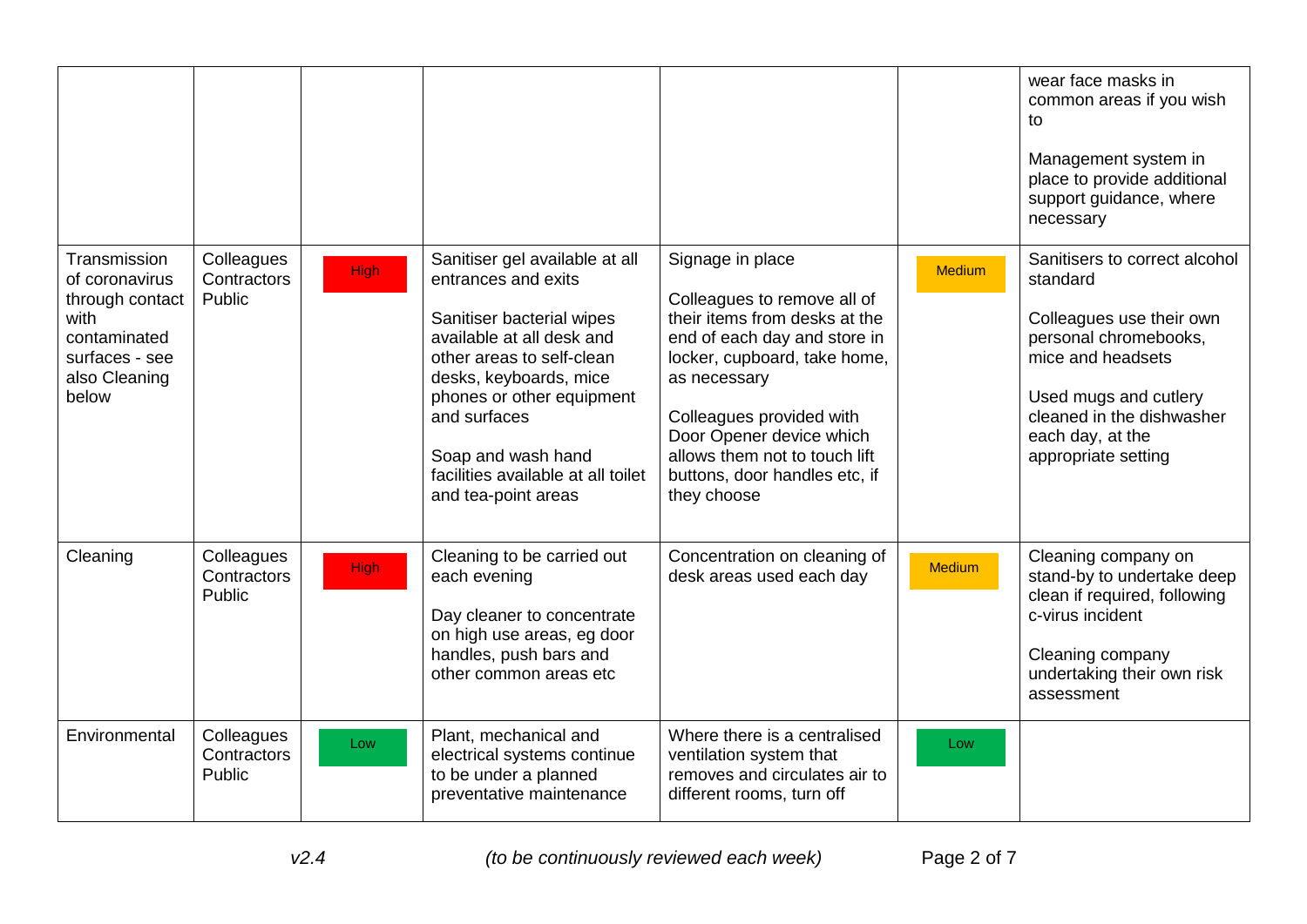| | | | | | | |
|---|---|---|---|---|---|---|
| | | | | | | wear face masks in common areas if you wish to<br><br>Management system in place to provide additional support guidance, where necessary |
| Transmission of coronavirus through contact with contaminated surfaces - see also Cleaning below | Colleagues<br>Contractors<br>Public | High | Sanitiser gel available at all entrances and exits<br><br>Sanitiser bacterial wipes available at all desk and other areas to self-clean desks, keyboards, mice phones or other equipment and surfaces<br><br>Soap and wash hand facilities available at all toilet and tea-point areas | Signage in place<br><br>Colleagues to remove all of their items from desks at the end of each day and store in locker, cupboard, take home, as necessary<br><br>Colleagues provided with Door Opener device which allows them not to touch lift buttons, door handles etc, if they choose | Medium | Sanitisers to correct alcohol standard<br><br>Colleagues use their own personal chromebooks, mice and headsets<br><br>Used mugs and cutlery cleaned in the dishwasher each day, at the appropriate setting |
| Cleaning | Colleagues<br>Contractors<br>Public | High | Cleaning to be carried out each evening<br><br>Day cleaner to concentrate on high use areas, eg door handles, push bars and other common areas etc | Concentration on cleaning of desk areas used each day | Medium | Cleaning company on stand-by to undertake deep clean if required, following c-virus incident<br><br>Cleaning company undertaking their own risk assessment |
| Environmental | Colleagues<br>Contractors<br>Public | Low | Plant, mechanical and electrical systems continue to be under a planned preventative maintenance | Where there is a centralised ventilation system that removes and circulates air to different rooms, turn off | Low | |

*v2.4* *(to be continuously reviewed each week)*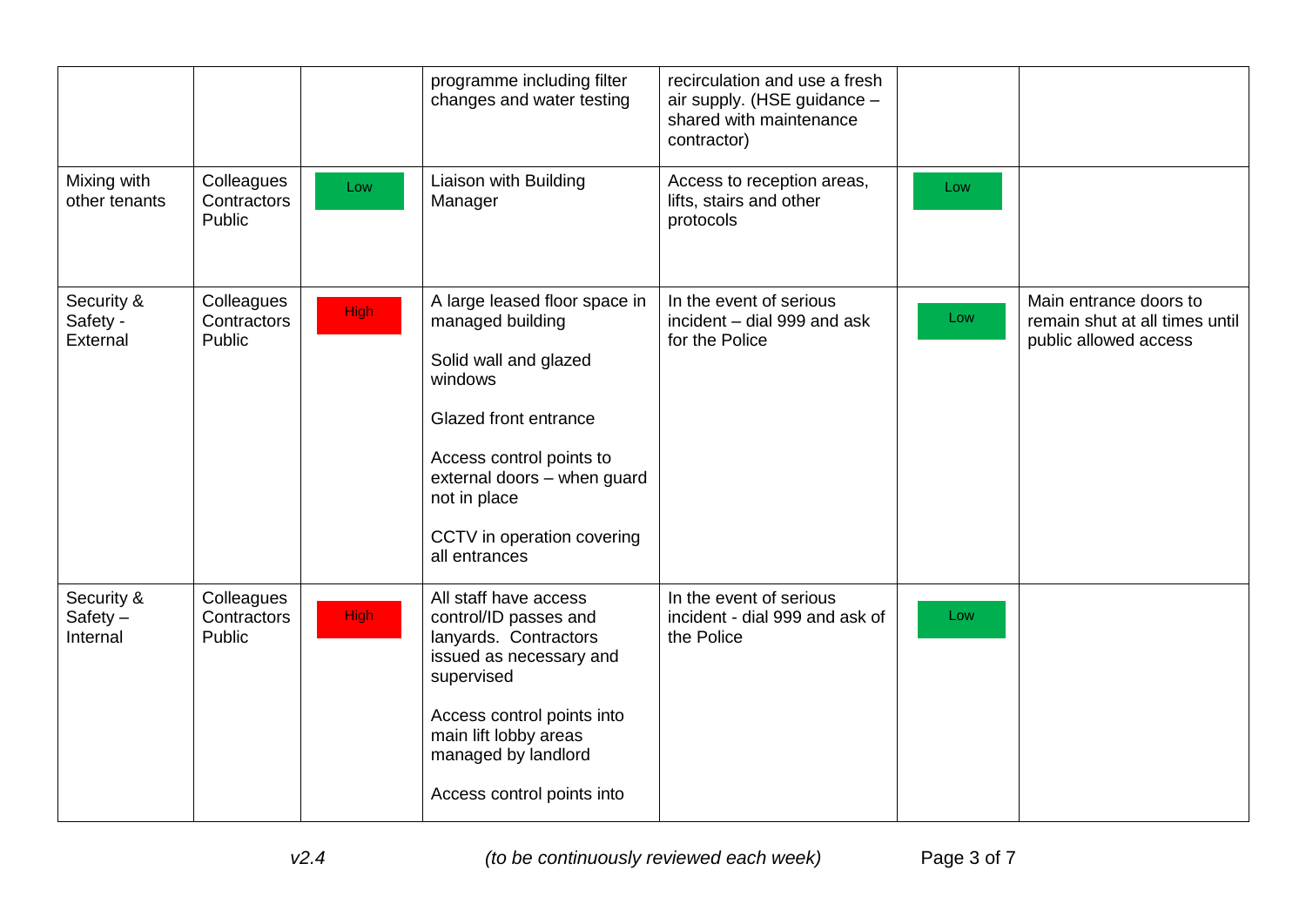| | | | programme including filter changes and water testing | recirculation and use a fresh air supply. (HSE guidance – shared with maintenance contractor) | | |
|---|---|---|---|---|---|---|
| Mixing with other tenants | Colleagues Contractors Public | Low | Liaison with Building Manager | Access to reception areas, lifts, stairs and other protocols | Low | |
| Security & Safety - External | Colleagues Contractors Public | High | A large leased floor space in managed building<br><br>Solid wall and glazed windows<br><br>Glazed front entrance<br><br>Access control points to external doors – when guard not in place<br><br>CCTV in operation covering all entrances | In the event of serious incident – dial 999 and ask for the Police | Low | Main entrance doors to remain shut at all times until public allowed access |
| Security & Safety – Internal | Colleagues Contractors Public | High | All staff have access control/ID passes and lanyards. Contractors issued as necessary and supervised<br><br>Access control points into main lift lobby areas managed by landlord<br><br>Access control points into | In the event of serious incident - dial 999 and ask of the Police | Low | |

*v2.4* *(to be continuously reviewed each week)*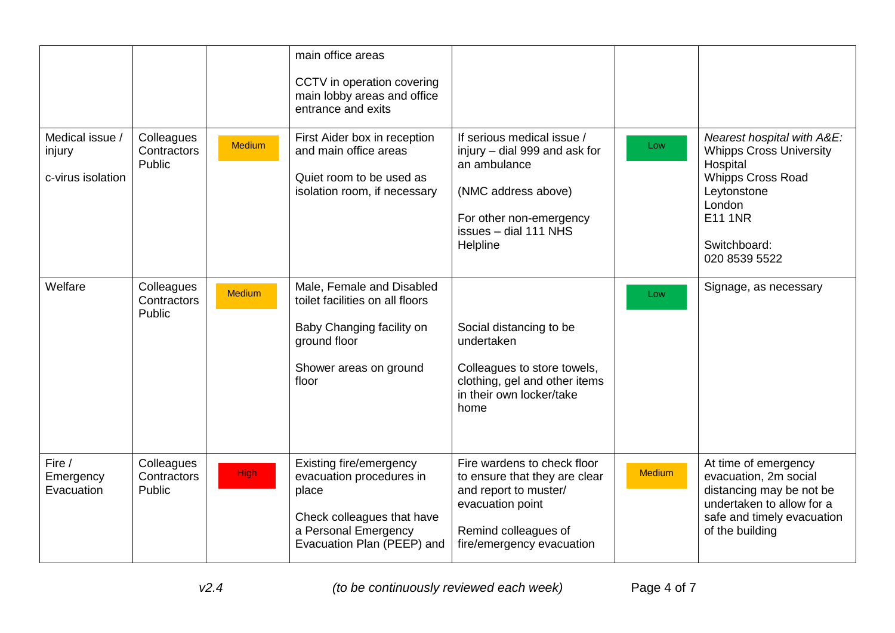| | | | | | | |
|---|---|---|---|---|---|---|
| | | | main office areas<br><br>CCTV in operation covering main lobby areas and office entrance and exits | | | |
| Medical issue / injury<br><br>c-virus isolation | Colleagues<br>Contractors<br>Public | Medium | First Aider box in reception and main office areas<br><br>Quiet room to be used as isolation room, if necessary | If serious medical issue / injury – dial 999 and ask for an ambulance<br><br>(NMC address above)<br><br>For other non-emergency issues – dial 111 NHS Helpline | Low | *Nearest hospital with A&E:*<br>Whipps Cross University Hospital<br>Whipps Cross Road<br>Leytonstone<br>London<br>E11 1NR<br><br>Switchboard:<br>020 8539 5522 |
| Welfare | Colleagues<br>Contractors<br>Public | Medium | Male, Female and Disabled toilet facilities on all floors<br><br>Baby Changing facility on ground floor<br><br>Shower areas on ground floor | Social distancing to be undertaken<br><br>Colleagues to store towels, clothing, gel and other items in their own locker/take home | Low | Signage, as necessary |
| Fire / Emergency Evacuation | Colleagues<br>Contractors<br>Public | High | Existing fire/emergency evacuation procedures in place<br><br>Check colleagues that have a Personal Emergency Evacuation Plan (PEEP) and | Fire wardens to check floor to ensure that they are clear and report to muster/ evacuation point<br><br>Remind colleagues of fire/emergency evacuation | Medium | At time of emergency evacuation, 2m social distancing may be not be undertaken to allow for a safe and timely evacuation of the building |

*v2.4* *(to be continuously reviewed each week)*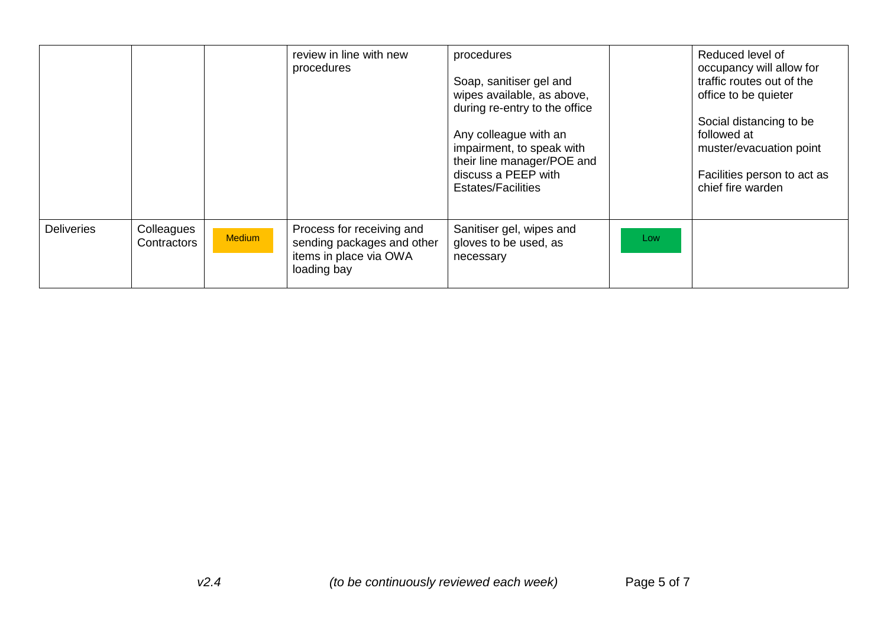| | | | | | | |
|---|---|---|---|---|---|---|
| | | | review in line with new procedures | procedures<br><br>Soap, sanitiser gel and wipes available, as above, during re-entry to the office<br><br>Any colleague with an impairment, to speak with their line manager/POE and discuss a PEEP with Estates/Facilities | | Reduced level of occupancy will allow for traffic routes out of the office to be quieter<br><br>Social distancing to be followed at muster/evacuation point<br><br>Facilities person to act as chief fire warden |
| Deliveries | Colleagues Contractors | Medium | Process for receiving and sending packages and other items in place via OWA loading bay | Sanitiser gel, wipes and gloves to be used, as necessary | Low | |

*v2.4* *(to be continuously reviewed each week)*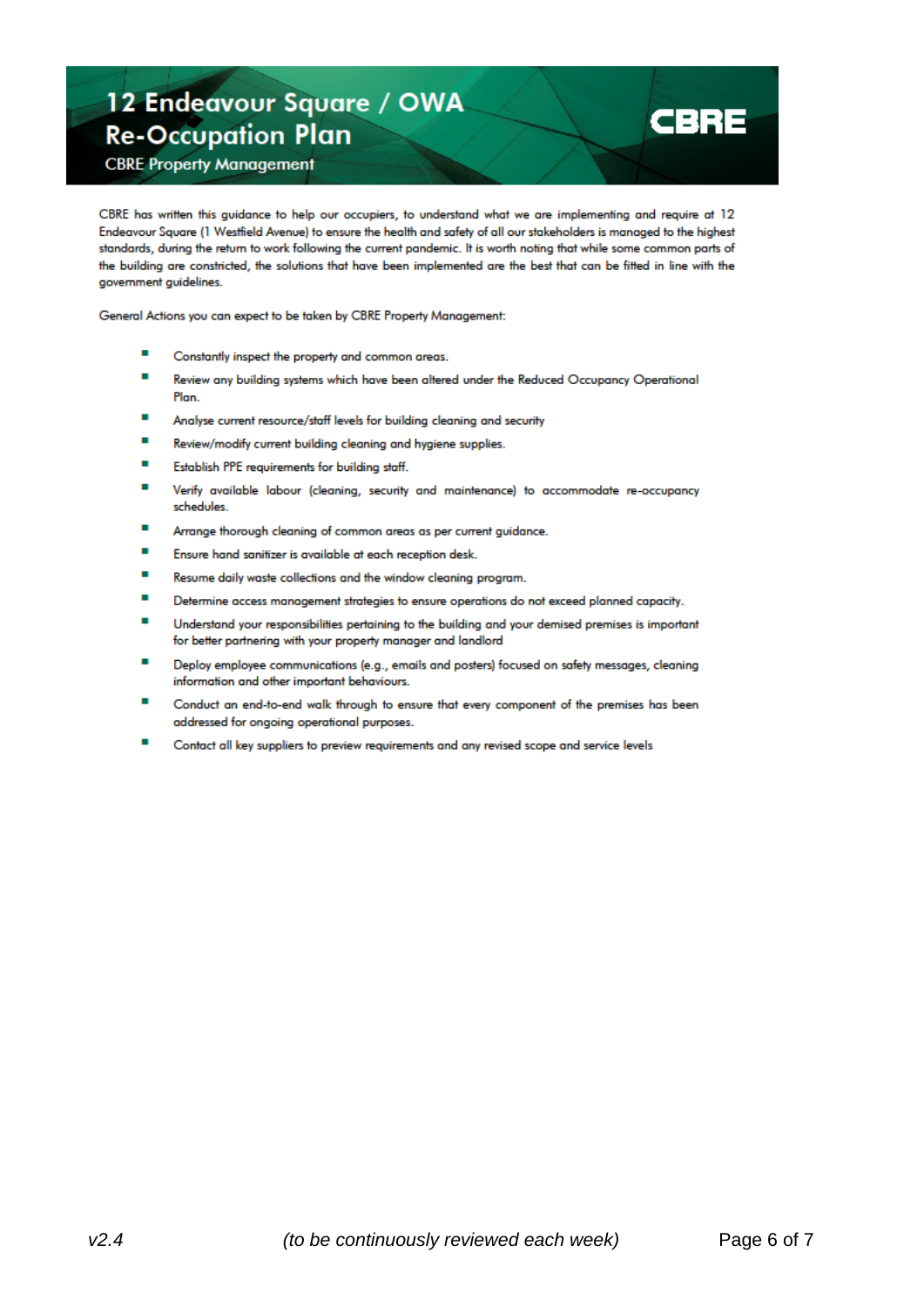# 12 Endeavour Square / OWA Re-Occupation Plan

CBRE Property Management

CBRE has written this guidance to help our occupiers, to understand what we are implementing and require at 12 Endeavour Square (1 Westfield Avenue) to ensure the health and safety of all our stakeholders is managed to the highest standards, during the return to work following the current pandemic. It is worth noting that while some common parts of the building are constricted, the solutions that have been implemented are the best that can be fitted in line with the government guidelines.

General Actions you can expect to be taken by CBRE Property Management:

- Constantly inspect the property and common areas.
- Review any building systems which have been altered under the Reduced Occupancy Operational Plan.
- Analyse current resource/staff levels for building cleaning and security
- Review/modify current building cleaning and hygiene supplies.
- Establish PPE requirements for building staff.
- Verify available labour (cleaning, security and maintenance) to accommodate re-occupancy schedules.
- Arrange thorough cleaning of common areas as per current guidance.
- Ensure hand sanitizer is available at each reception desk.
- Resume daily waste collections and the window cleaning program.
- Determine access management strategies to ensure operations do not exceed planned capacity.
- Understand your responsibilities pertaining to the building and your demised premises is important for better partnering with your property manager and landlord
- Deploy employee communications (e.g., emails and posters) focused on safety messages, cleaning information and other important behaviours.
- Conduct an end-to-end walk through to ensure that every component of the premises has been addressed for ongoing operational purposes.
- Contact all key suppliers to preview requirements and any revised scope and service levels

v2.4 *(to be continuously reviewed each week)*